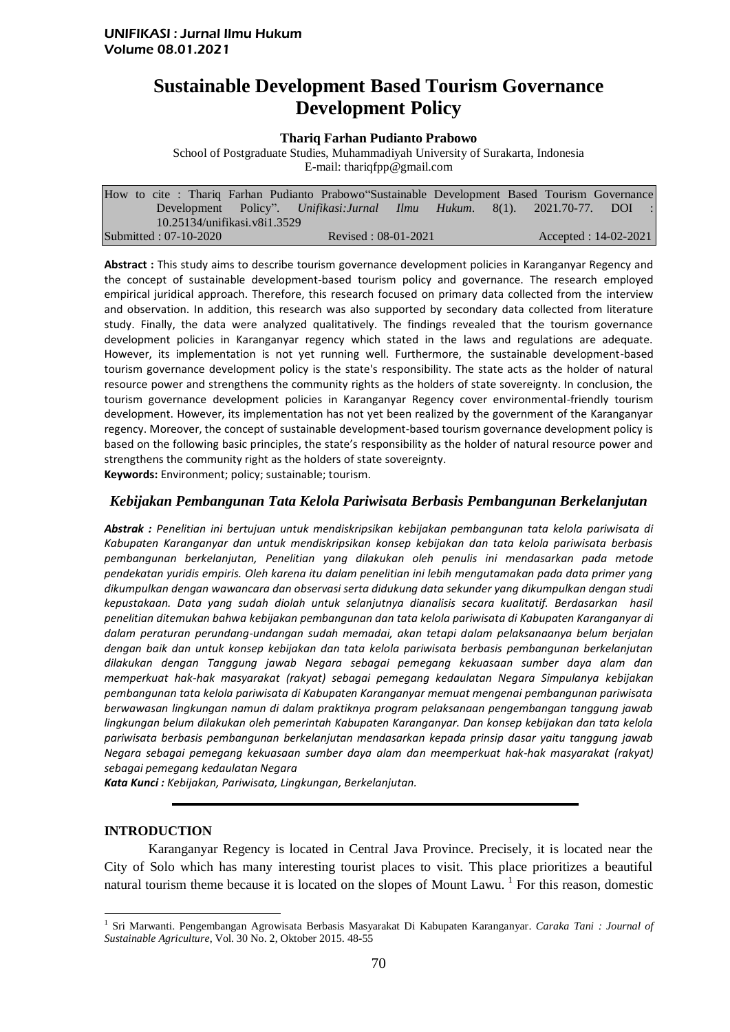# Sustainable Development Based Tourism Governance Development Policy

**Thariq Farhan Pudianto Prabowo**

School of Postgraduate Studies, Muhammadiyah University of Surakarta, Indonesia
E-mail: thariqfpp@gmail.com

| How to cite : Thariq Farhan Pudianto Prabowo"Sustainable Development Based Tourism Governance Development Policy". *Unifikasi:Jurnal Ilmu Hukum*. 8(1). 2021.70-77. DOI : 10.25134/unifikasi.v8i1.3529 | | |
|---|---|---|
| Submitted : 07-10-2020 | Revised : 08-01-2021 | Accepted : 14-02-2021 |

**Abstract :** This study aims to describe tourism governance development policies in Karanganyar Regency and the concept of sustainable development-based tourism policy and governance. The research employed empirical juridical approach. Therefore, this research focused on primary data collected from the interview and observation. In addition, this research was also supported by secondary data collected from literature study. Finally, the data were analyzed qualitatively. The findings revealed that the tourism governance development policies in Karanganyar regency which stated in the laws and regulations are adequate. However, its implementation is not yet running well. Furthermore, the sustainable development-based tourism governance development policy is the state's responsibility. The state acts as the holder of natural resource power and strengthens the community rights as the holders of state sovereignty. In conclusion, the tourism governance development policies in Karanganyar Regency cover environmental-friendly tourism development. However, its implementation has not yet been realized by the government of the Karanganyar regency. Moreover, the concept of sustainable development-based tourism governance development policy is based on the following basic principles, the state's responsibility as the holder of natural resource power and strengthens the community right as the holders of state sovereignty.

**Keywords:** Environment; policy; sustainable; tourism.

## *Kebijakan Pembangunan Tata Kelola Pariwisata Berbasis Pembangunan Berkelanjutan*

***Abstrak :*** *Penelitian ini bertujuan untuk mendiskripsikan kebijakan pembangunan tata kelola pariwisata di Kabupaten Karanganyar dan untuk mendiskripsikan konsep kebijakan dan tata kelola pariwisata berbasis pembangunan berkelanjutan, Penelitian yang dilakukan oleh penulis ini mendasarkan pada metode pendekatan yuridis empiris. Oleh karena itu dalam penelitian ini lebih mengutamakan pada data primer yang dikumpulkan dengan wawancara dan observasi serta didukung data sekunder yang dikumpulkan dengan studi kepustakaan. Data yang sudah diolah untuk selanjutnya dianalisis secara kualitatif. Berdasarkan hasil penelitian ditemukan bahwa kebijakan pembangunan dan tata kelola pariwisata di Kabupaten Karanganyar di dalam peraturan perundang-undangan sudah memadai, akan tetapi dalam pelaksanaanya belum berjalan dengan baik dan untuk konsep kebijakan dan tata kelola pariwisata berbasis pembangunan berkelanjutan dilakukan dengan Tanggung jawab Negara sebagai pemegang kekuasaan sumber daya alam dan memperkuat hak-hak masyarakat (rakyat) sebagai pemegang kedaulatan Negara Simpulanya kebijakan pembangunan tata kelola pariwisata di Kabupaten Karanganyar memuat mengenai pembangunan pariwisata berwawasan lingkungan namun di dalam praktiknya program pelaksanaan pengembangan tanggung jawab lingkungan belum dilakukan oleh pemerintah Kabupaten Karanganyar. Dan konsep kebijakan dan tata kelola pariwisata berbasis pembangunan berkelanjutan mendasarkan kepada prinsip dasar yaitu tanggung jawab Negara sebagai pemegang kekuasaan sumber daya alam dan meemperkuat hak-hak masyarakat (rakyat) sebagai pemegang kedaulatan Negara*

***Kata Kunci :*** *Kebijakan, Pariwisata, Lingkungan, Berkelanjutan.*

## INTRODUCTION

Karanganyar Regency is located in Central Java Province. Precisely, it is located near the City of Solo which has many interesting tourist places to visit. This place prioritizes a beautiful natural tourism theme because it is located on the slopes of Mount Lawu. [1] For this reason, domestic

[1] Sri Marwanti. Pengembangan Agrowisata Berbasis Masyarakat Di Kabupaten Karanganyar. *Caraka Tani : Journal of Sustainable Agriculture*, Vol. 30 No. 2, Oktober 2015. 48-55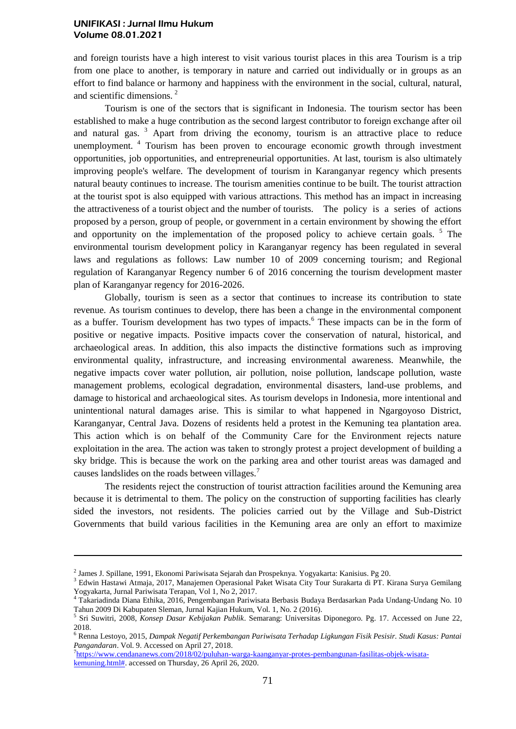and foreign tourists have a high interest to visit various tourist places in this area Tourism is a trip from one place to another, is temporary in nature and carried out individually or in groups as an effort to find balance or harmony and happiness with the environment in the social, cultural, natural, and scientific dimensions. [2]

Tourism is one of the sectors that is significant in Indonesia. The tourism sector has been established to make a huge contribution as the second largest contributor to foreign exchange after oil and natural gas. [3] Apart from driving the economy, tourism is an attractive place to reduce unemployment. [4] Tourism has been proven to encourage economic growth through investment opportunities, job opportunities, and entrepreneurial opportunities. At last, tourism is also ultimately improving people's welfare. The development of tourism in Karanganyar regency which presents natural beauty continues to increase. The tourism amenities continue to be built. The tourist attraction at the tourist spot is also equipped with various attractions. This method has an impact in increasing the attractiveness of a tourist object and the number of tourists. The policy is a series of actions proposed by a person, group of people, or government in a certain environment by showing the effort and opportunity on the implementation of the proposed policy to achieve certain goals. [5] The environmental tourism development policy in Karanganyar regency has been regulated in several laws and regulations as follows: Law number 10 of 2009 concerning tourism; and Regional regulation of Karanganyar Regency number 6 of 2016 concerning the tourism development master plan of Karanganyar regency for 2016-2026.

Globally, tourism is seen as a sector that continues to increase its contribution to state revenue. As tourism continues to develop, there has been a change in the environmental component as a buffer. Tourism development has two types of impacts.[6] These impacts can be in the form of positive or negative impacts. Positive impacts cover the conservation of natural, historical, and archaeological areas. In addition, this also impacts the distinctive formations such as improving environmental quality, infrastructure, and increasing environmental awareness. Meanwhile, the negative impacts cover water pollution, air pollution, noise pollution, landscape pollution, waste management problems, ecological degradation, environmental disasters, land-use problems, and damage to historical and archaeological sites. As tourism develops in Indonesia, more intentional and unintentional natural damages arise. This is similar to what happened in Ngargoyoso District, Karanganyar, Central Java. Dozens of residents held a protest in the Kemuning tea plantation area. This action which is on behalf of the Community Care for the Environment rejects nature exploitation in the area. The action was taken to strongly protest a project development of building a sky bridge. This is because the work on the parking area and other tourist areas was damaged and causes landslides on the roads between villages.[7]

The residents reject the construction of tourist attraction facilities around the Kemuning area because it is detrimental to them. The policy on the construction of supporting facilities has clearly sided the investors, not residents. The policies carried out by the Village and Sub-District Governments that build various facilities in the Kemuning area are only an effort to maximize

---

[2] James J. Spillane, 1991, Ekonomi Pariwisata Sejarah dan Prospeknya. Yogyakarta: Kanisius. Pg 20.

[3] Edwin Hastawi Atmaja, 2017, Manajemen Operasional Paket Wisata City Tour Surakarta di PT. Kirana Surya Gemilang Yogyakarta, Jurnal Pariwisata Terapan, Vol 1, No 2, 2017.

[4] Takariadinda Diana Ethika, 2016, Pengembangan Pariwisata Berbasis Budaya Berdasarkan Pada Undang-Undang No. 10 Tahun 2009 Di Kabupaten Sleman, Jurnal Kajian Hukum, Vol. 1, No. 2 (2016).

[5] Sri Suwitri, 2008, *Konsep Dasar Kebijakan Publik*. Semarang: Universitas Diponegoro. Pg. 17. Accessed on June 22, 2018.

[6] Renna Lestoyo, 2015, *Dampak Negatif Perkembangan Pariwisata Terhadap Ligkungan Fisik Pesisir. Studi Kasus: Pantai Pangandaran*. Vol. 9. Accessed on April 27, 2018.

[7] https://www.cendananews.com/2018/02/puluhan-warga-kaanganyar-protes-pembangunan-fasilitas-objek-wisata-kemuning.html#. accessed on Thursday, 26 April 26, 2020.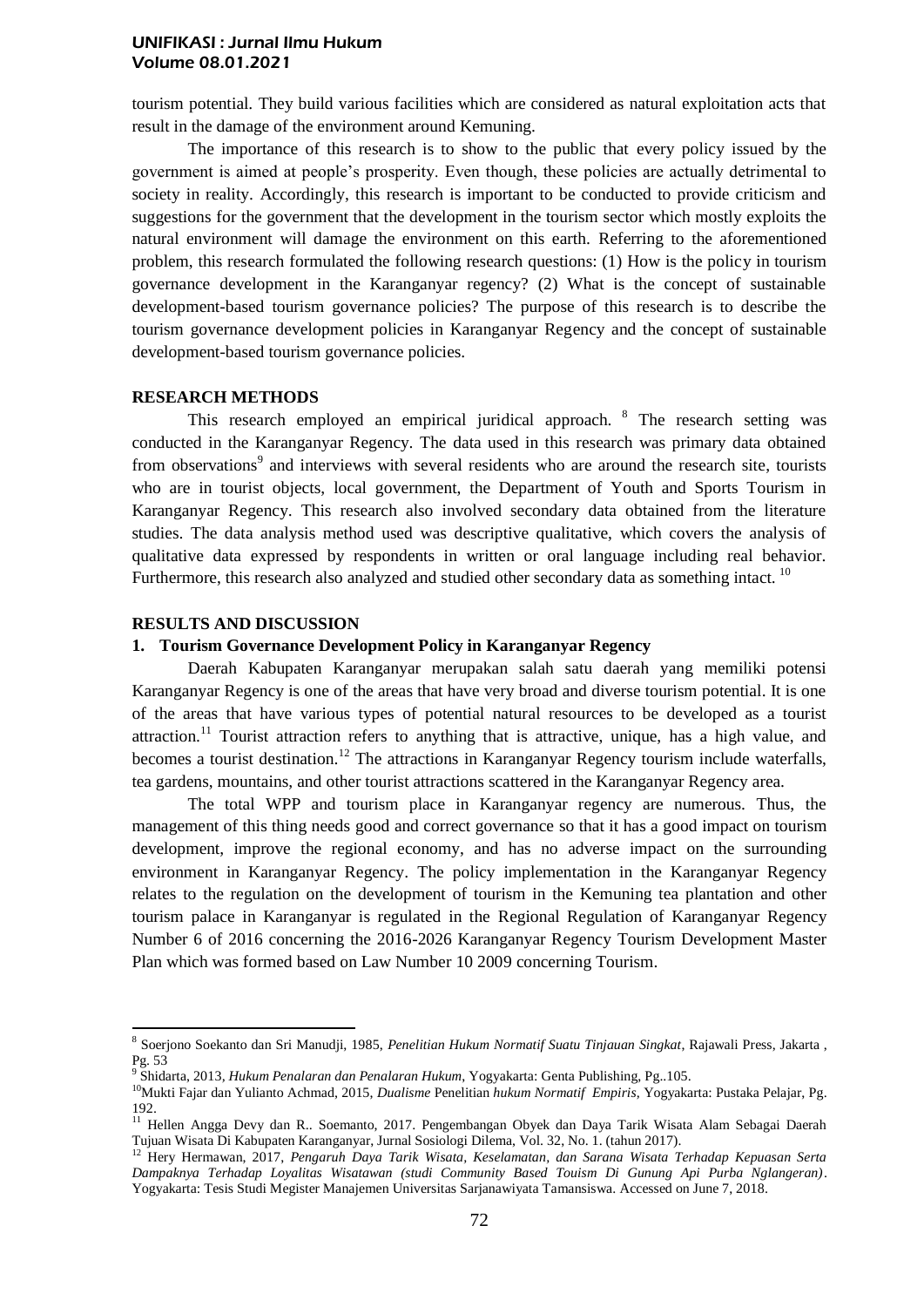tourism potential. They build various facilities which are considered as natural exploitation acts that result in the damage of the environment around Kemuning.

The importance of this research is to show to the public that every policy issued by the government is aimed at people's prosperity. Even though, these policies are actually detrimental to society in reality. Accordingly, this research is important to be conducted to provide criticism and suggestions for the government that the development in the tourism sector which mostly exploits the natural environment will damage the environment on this earth. Referring to the aforementioned problem, this research formulated the following research questions: (1) How is the policy in tourism governance development in the Karanganyar regency? (2) What is the concept of sustainable development-based tourism governance policies? The purpose of this research is to describe the tourism governance development policies in Karanganyar Regency and the concept of sustainable development-based tourism governance policies.

## RESEARCH METHODS

This research employed an empirical juridical approach. [8] The research setting was conducted in the Karanganyar Regency. The data used in this research was primary data obtained from observations[9] and interviews with several residents who are around the research site, tourists who are in tourist objects, local government, the Department of Youth and Sports Tourism in Karanganyar Regency. This research also involved secondary data obtained from the literature studies. The data analysis method used was descriptive qualitative, which covers the analysis of qualitative data expressed by respondents in written or oral language including real behavior. Furthermore, this research also analyzed and studied other secondary data as something intact. [10]

## RESULTS AND DISCUSSION

### 1. Tourism Governance Development Policy in Karanganyar Regency

Daerah Kabupaten Karanganyar merupakan salah satu daerah yang memiliki potensi Karanganyar Regency is one of the areas that have very broad and diverse tourism potential. It is one of the areas that have various types of potential natural resources to be developed as a tourist attraction.[11] Tourist attraction refers to anything that is attractive, unique, has a high value, and becomes a tourist destination.[12] The attractions in Karanganyar Regency tourism include waterfalls, tea gardens, mountains, and other tourist attractions scattered in the Karanganyar Regency area.

The total WPP and tourism place in Karanganyar regency are numerous. Thus, the management of this thing needs good and correct governance so that it has a good impact on tourism development, improve the regional economy, and has no adverse impact on the surrounding environment in Karanganyar Regency. The policy implementation in the Karanganyar Regency relates to the regulation on the development of tourism in the Kemuning tea plantation and other tourism palace in Karanganyar is regulated in the Regional Regulation of Karanganyar Regency Number 6 of 2016 concerning the 2016-2026 Karanganyar Regency Tourism Development Master Plan which was formed based on Law Number 10 2009 concerning Tourism.

---

[8] Soerjono Soekanto dan Sri Manudji, 1985, *Penelitian Hukum Normatif Suatu Tinjauan Singkat*, Rajawali Press, Jakarta , Pg. 53

[9] Shidarta, 2013, *Hukum Penalaran dan Penalaran Hukum*, Yogyakarta: Genta Publishing, Pg..105.

[10] Mukti Fajar dan Yulianto Achmad, 2015, *Dualisme* Penelitian *hukum Normatif Empiris*, Yogyakarta: Pustaka Pelajar, Pg. 192.

[11] Hellen Angga Devy dan R.. Soemanto, 2017. Pengembangan Obyek dan Daya Tarik Wisata Alam Sebagai Daerah Tujuan Wisata Di Kabupaten Karanganyar, Jurnal Sosiologi Dilema, Vol. 32, No. 1. (tahun 2017).

[12] Hery Hermawan, 2017, *Pengaruh Daya Tarik Wisata, Keselamatan, dan Sarana Wisata Terhadap Kepuasan Serta Dampaknya Terhadap Loyalitas Wisatawan (studi Community Based Touism Di Gunung Api Purba Nglangeran)*. Yogyakarta: Tesis Studi Megister Manajemen Universitas Sarjanawiyata Tamansiswa. Accessed on June 7, 2018.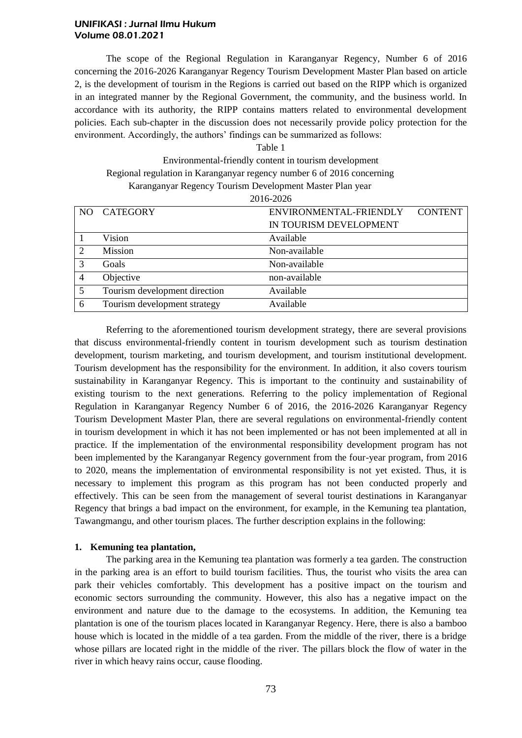The scope of the Regional Regulation in Karanganyar Regency, Number 6 of 2016 concerning the 2016-2026 Karanganyar Regency Tourism Development Master Plan based on article 2, is the development of tourism in the Regions is carried out based on the RIPP which is organized in an integrated manner by the Regional Government, the community, and the business world. In accordance with its authority, the RIPP contains matters related to environmental development policies. Each sub-chapter in the discussion does not necessarily provide policy protection for the environment. Accordingly, the authors' findings can be summarized as follows:

Table 1

Environmental-friendly content in tourism development Regional regulation in Karanganyar regency number 6 of 2016 concerning Karanganyar Regency Tourism Development Master Plan year 2016-2026

| NO | CATEGORY | ENVIRONMENTAL-FRIENDLY CONTENT IN TOURISM DEVELOPMENT |
|---|---|---|
| 1 | Vision | Available |
| 2 | Mission | Non-available |
| 3 | Goals | Non-available |
| 4 | Objective | non-available |
| 5 | Tourism development direction | Available |
| 6 | Tourism development strategy | Available |

Referring to the aforementioned tourism development strategy, there are several provisions that discuss environmental-friendly content in tourism development such as tourism destination development, tourism marketing, and tourism development, and tourism institutional development. Tourism development has the responsibility for the environment. In addition, it also covers tourism sustainability in Karanganyar Regency. This is important to the continuity and sustainability of existing tourism to the next generations. Referring to the policy implementation of Regional Regulation in Karanganyar Regency Number 6 of 2016, the 2016-2026 Karanganyar Regency Tourism Development Master Plan, there are several regulations on environmental-friendly content in tourism development in which it has not been implemented or has not been implemented at all in practice. If the implementation of the environmental responsibility development program has not been implemented by the Karanganyar Regency government from the four-year program, from 2016 to 2020, means the implementation of environmental responsibility is not yet existed. Thus, it is necessary to implement this program as this program has not been conducted properly and effectively. This can be seen from the management of several tourist destinations in Karanganyar Regency that brings a bad impact on the environment, for example, in the Kemuning tea plantation, Tawangmangu, and other tourism places. The further description explains in the following:

**1. Kemuning tea plantation,**

The parking area in the Kemuning tea plantation was formerly a tea garden. The construction in the parking area is an effort to build tourism facilities. Thus, the tourist who visits the area can park their vehicles comfortably. This development has a positive impact on the tourism and economic sectors surrounding the community. However, this also has a negative impact on the environment and nature due to the damage to the ecosystems. In addition, the Kemuning tea plantation is one of the tourism places located in Karanganyar Regency. Here, there is also a bamboo house which is located in the middle of a tea garden. From the middle of the river, there is a bridge whose pillars are located right in the middle of the river. The pillars block the flow of water in the river in which heavy rains occur, cause flooding.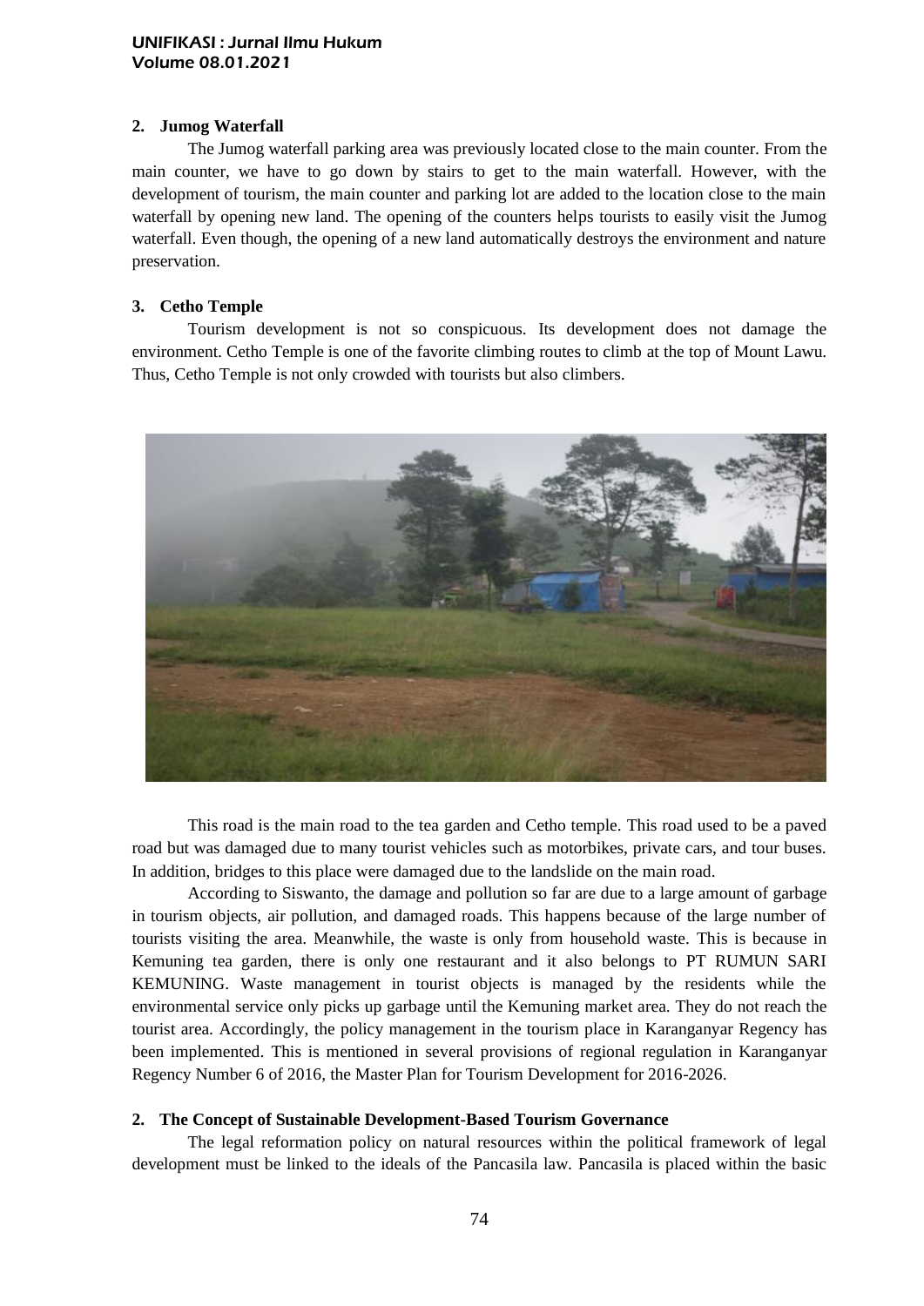**2. Jumog Waterfall**

The Jumog waterfall parking area was previously located close to the main counter. From the main counter, we have to go down by stairs to get to the main waterfall. However, with the development of tourism, the main counter and parking lot are added to the location close to the main waterfall by opening new land. The opening of the counters helps tourists to easily visit the Jumog waterfall. Even though, the opening of a new land automatically destroys the environment and nature preservation.

**3. Cetho Temple**

Tourism development is not so conspicuous. Its development does not damage the environment. Cetho Temple is one of the favorite climbing routes to climb at the top of Mount Lawu. Thus, Cetho Temple is not only crowded with tourists but also climbers.

This road is the main road to the tea garden and Cetho temple. This road used to be a paved road but was damaged due to many tourist vehicles such as motorbikes, private cars, and tour buses. In addition, bridges to this place were damaged due to the landslide on the main road.

According to Siswanto, the damage and pollution so far are due to a large amount of garbage in tourism objects, air pollution, and damaged roads. This happens because of the large number of tourists visiting the area. Meanwhile, the waste is only from household waste. This is because in Kemuning tea garden, there is only one restaurant and it also belongs to PT RUMUN SARI KEMUNING. Waste management in tourist objects is managed by the residents while the environmental service only picks up garbage until the Kemuning market area. They do not reach the tourist area. Accordingly, the policy management in the tourism place in Karanganyar Regency has been implemented. This is mentioned in several provisions of regional regulation in Karanganyar Regency Number 6 of 2016, the Master Plan for Tourism Development for 2016-2026.

**2. The Concept of Sustainable Development-Based Tourism Governance**

The legal reformation policy on natural resources within the political framework of legal development must be linked to the ideals of the Pancasila law. Pancasila is placed within the basic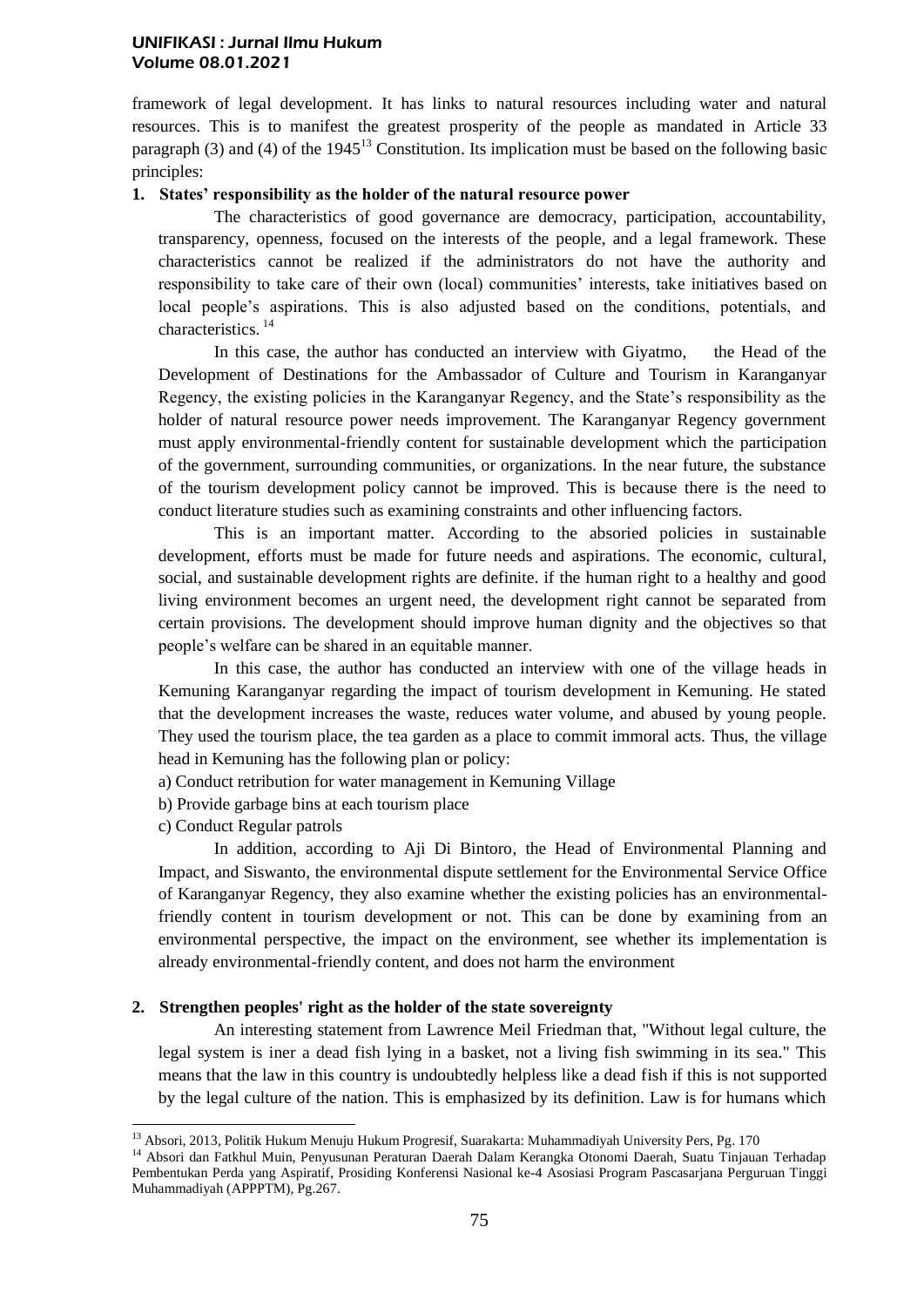framework of legal development. It has links to natural resources including water and natural resources. This is to manifest the greatest prosperity of the people as mandated in Article 33 paragraph (3) and (4) of the 1945[13] Constitution. Its implication must be based on the following basic principles:

**1. States' responsibility as the holder of the natural resource power**

The characteristics of good governance are democracy, participation, accountability, transparency, openness, focused on the interests of the people, and a legal framework. These characteristics cannot be realized if the administrators do not have the authority and responsibility to take care of their own (local) communities' interests, take initiatives based on local people's aspirations. This is also adjusted based on the conditions, potentials, and characteristics.[14]

In this case, the author has conducted an interview with Giyatmo, the Head of the Development of Destinations for the Ambassador of Culture and Tourism in Karanganyar Regency, the existing policies in the Karanganyar Regency, and the State's responsibility as the holder of natural resource power needs improvement. The Karanganyar Regency government must apply environmental-friendly content for sustainable development which the participation of the government, surrounding communities, or organizations. In the near future, the substance of the tourism development policy cannot be improved. This is because there is the need to conduct literature studies such as examining constraints and other influencing factors.

This is an important matter. According to the absoried policies in sustainable development, efforts must be made for future needs and aspirations. The economic, cultural, social, and sustainable development rights are definite. if the human right to a healthy and good living environment becomes an urgent need, the development right cannot be separated from certain provisions. The development should improve human dignity and the objectives so that people's welfare can be shared in an equitable manner.

In this case, the author has conducted an interview with one of the village heads in Kemuning Karanganyar regarding the impact of tourism development in Kemuning. He stated that the development increases the waste, reduces water volume, and abused by young people. They used the tourism place, the tea garden as a place to commit immoral acts. Thus, the village head in Kemuning has the following plan or policy:

a) Conduct retribution for water management in Kemuning Village
b) Provide garbage bins at each tourism place
c) Conduct Regular patrols

In addition, according to Aji Di Bintoro, the Head of Environmental Planning and Impact, and Siswanto, the environmental dispute settlement for the Environmental Service Office of Karanganyar Regency, they also examine whether the existing policies has an environmental-friendly content in tourism development or not. This can be done by examining from an environmental perspective, the impact on the environment, see whether its implementation is already environmental-friendly content, and does not harm the environment

**2. Strengthen peoples' right as the holder of the state sovereignty**

An interesting statement from Lawrence Meil Friedman that, "Without legal culture, the legal system is iner a dead fish lying in a basket, not a living fish swimming in its sea." This means that the law in this country is undoubtedly helpless like a dead fish if this is not supported by the legal culture of the nation. This is emphasized by its definition. Law is for humans which

---

[13] Absori, 2013, Politik Hukum Menuju Hukum Progresif, Suarakarta: Muhammadiyah University Pers, Pg. 170

[14] Absori dan Fatkhul Muin, Penyusunan Peraturan Daerah Dalam Kerangka Otonomi Daerah, Suatu Tinjauan Terhadap Pembentukan Perda yang Aspiratif, Prosiding Konferensi Nasional ke-4 Asosiasi Program Pascasarjana Perguruan Tinggi Muhammadiyah (APPPTM), Pg.267.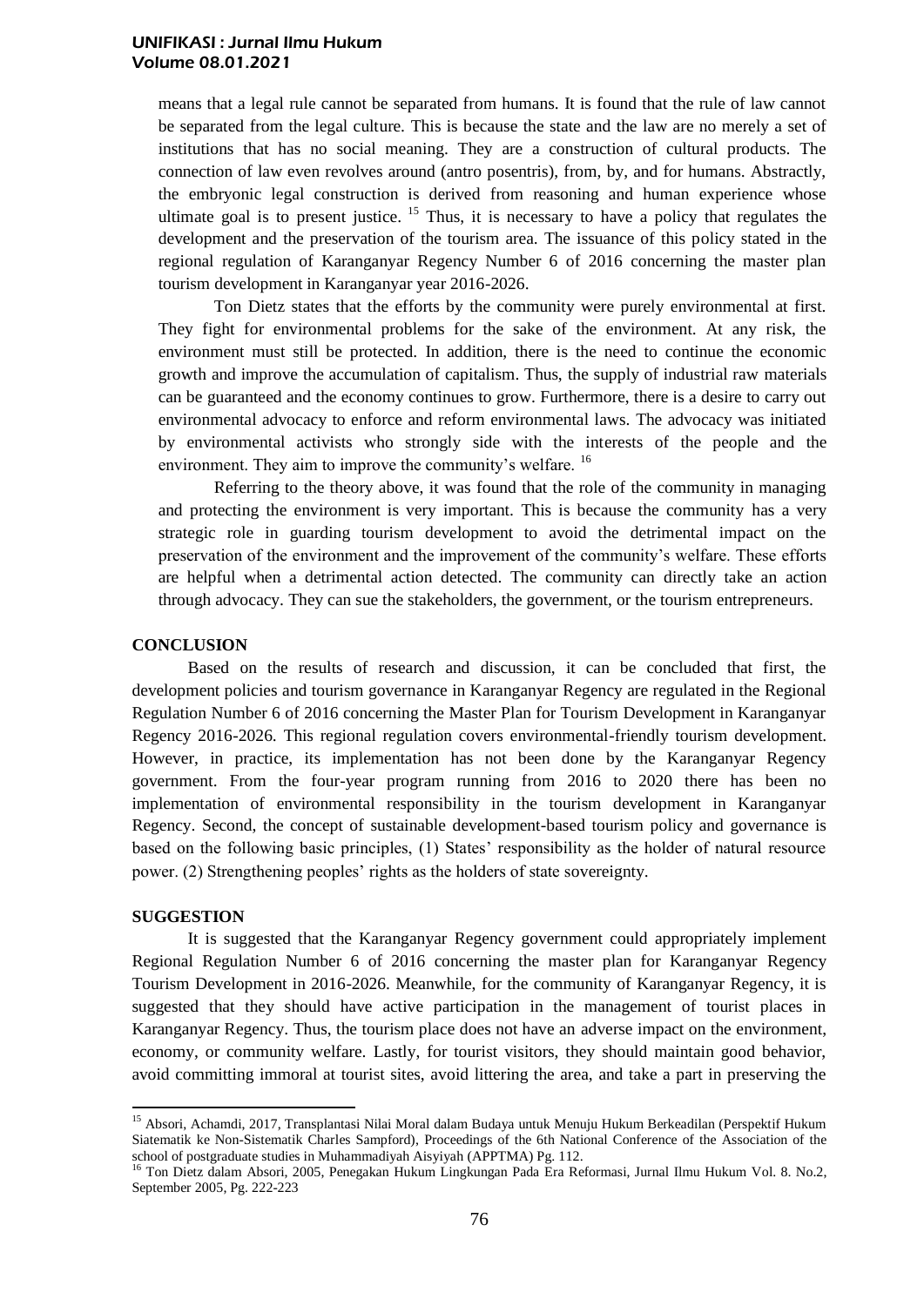means that a legal rule cannot be separated from humans. It is found that the rule of law cannot be separated from the legal culture. This is because the state and the law are no merely a set of institutions that has no social meaning. They are a construction of cultural products. The connection of law even revolves around (antro posentris), from, by, and for humans. Abstractly, the embryonic legal construction is derived from reasoning and human experience whose ultimate goal is to present justice. [15] Thus, it is necessary to have a policy that regulates the development and the preservation of the tourism area. The issuance of this policy stated in the regional regulation of Karanganyar Regency Number 6 of 2016 concerning the master plan tourism development in Karanganyar year 2016-2026.

Ton Dietz states that the efforts by the community were purely environmental at first. They fight for environmental problems for the sake of the environment. At any risk, the environment must still be protected. In addition, there is the need to continue the economic growth and improve the accumulation of capitalism. Thus, the supply of industrial raw materials can be guaranteed and the economy continues to grow. Furthermore, there is a desire to carry out environmental advocacy to enforce and reform environmental laws. The advocacy was initiated by environmental activists who strongly side with the interests of the people and the environment. They aim to improve the community's welfare. [16]

Referring to the theory above, it was found that the role of the community in managing and protecting the environment is very important. This is because the community has a very strategic role in guarding tourism development to avoid the detrimental impact on the preservation of the environment and the improvement of the community's welfare. These efforts are helpful when a detrimental action detected. The community can directly take an action through advocacy. They can sue the stakeholders, the government, or the tourism entrepreneurs.

## CONCLUSION

Based on the results of research and discussion, it can be concluded that first, the development policies and tourism governance in Karanganyar Regency are regulated in the Regional Regulation Number 6 of 2016 concerning the Master Plan for Tourism Development in Karanganyar Regency 2016-2026. This regional regulation covers environmental-friendly tourism development. However, in practice, its implementation has not been done by the Karanganyar Regency government. From the four-year program running from 2016 to 2020 there has been no implementation of environmental responsibility in the tourism development in Karanganyar Regency. Second, the concept of sustainable development-based tourism policy and governance is based on the following basic principles, (1) States' responsibility as the holder of natural resource power. (2) Strengthening peoples' rights as the holders of state sovereignty.

## SUGGESTION

It is suggested that the Karanganyar Regency government could appropriately implement Regional Regulation Number 6 of 2016 concerning the master plan for Karanganyar Regency Tourism Development in 2016-2026. Meanwhile, for the community of Karanganyar Regency, it is suggested that they should have active participation in the management of tourist places in Karanganyar Regency. Thus, the tourism place does not have an adverse impact on the environment, economy, or community welfare. Lastly, for tourist visitors, they should maintain good behavior, avoid committing immoral at tourist sites, avoid littering the area, and take a part in preserving the

---

[15] Absori, Achamdi, 2017, Transplantasi Nilai Moral dalam Budaya untuk Menuju Hukum Berkeadilan (Perspektif Hukum Siatematik ke Non-Sistematik Charles Sampford), Proceedings of the 6th National Conference of the Association of the school of postgraduate studies in Muhammadiyah Aisyiyah (APPTMA) Pg. 112.

[16] Ton Dietz dalam Absori, 2005, Penegakan Hukum Lingkungan Pada Era Reformasi, Jurnal Ilmu Hukum Vol. 8. No.2, September 2005, Pg. 222-223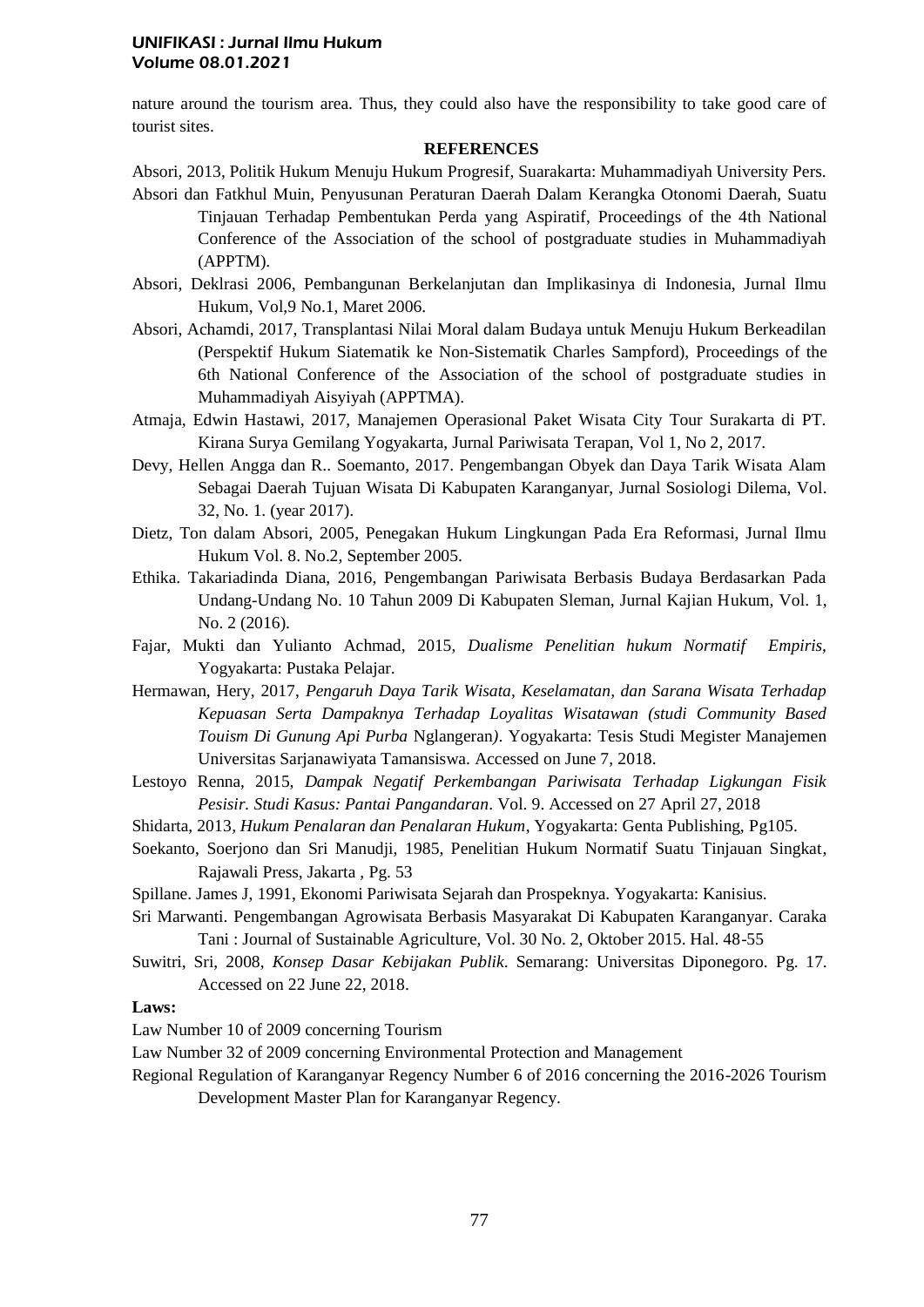nature around the tourism area. Thus, they could also have the responsibility to take good care of tourist sites.

**REFERENCES**

Absori, 2013, Politik Hukum Menuju Hukum Progresif, Suarakarta: Muhammadiyah University Pers.

Absori dan Fatkhul Muin, Penyusunan Peraturan Daerah Dalam Kerangka Otonomi Daerah, Suatu Tinjauan Terhadap Pembentukan Perda yang Aspiratif, Proceedings of the 4th National Conference of the Association of the school of postgraduate studies in Muhammadiyah (APPTM).

Absori, Deklrasi 2006, Pembangunan Berkelanjutan dan Implikasinya di Indonesia, Jurnal Ilmu Hukum, Vol,9 No.1, Maret 2006.

Absori, Achamdi, 2017, Transplantasi Nilai Moral dalam Budaya untuk Menuju Hukum Berkeadilan (Perspektif Hukum Siatematik ke Non-Sistematik Charles Sampford), Proceedings of the 6th National Conference of the Association of the school of postgraduate studies in Muhammadiyah Aisyiyah (APPTMA).

Atmaja, Edwin Hastawi, 2017, Manajemen Operasional Paket Wisata City Tour Surakarta di PT. Kirana Surya Gemilang Yogyakarta, Jurnal Pariwisata Terapan, Vol 1, No 2, 2017.

Devy, Hellen Angga dan R.. Soemanto, 2017. Pengembangan Obyek dan Daya Tarik Wisata Alam Sebagai Daerah Tujuan Wisata Di Kabupaten Karanganyar, Jurnal Sosiologi Dilema, Vol. 32, No. 1. (year 2017).

Dietz, Ton dalam Absori, 2005, Penegakan Hukum Lingkungan Pada Era Reformasi, Jurnal Ilmu Hukum Vol. 8. No.2, September 2005.

Ethika. Takariadinda Diana, 2016, Pengembangan Pariwisata Berbasis Budaya Berdasarkan Pada Undang-Undang No. 10 Tahun 2009 Di Kabupaten Sleman, Jurnal Kajian Hukum, Vol. 1, No. 2 (2016).

Fajar, Mukti dan Yulianto Achmad, 2015, *Dualisme Penelitian hukum Normatif Empiris,* Yogyakarta: Pustaka Pelajar.

Hermawan, Hery, 2017, *Pengaruh Daya Tarik Wisata, Keselamatan, dan Sarana Wisata Terhadap Kepuasan Serta Dampaknya Terhadap Loyalitas Wisatawan (studi Community Based Touism Di Gunung Api Purba* Nglangeran*)*. Yogyakarta: Tesis Studi Megister Manajemen Universitas Sarjanawiyata Tamansiswa. Accessed on June 7, 2018.

Lestoyo Renna, 2015, *Dampak Negatif Perkembangan Pariwisata Terhadap Ligkungan Fisik Pesisir. Studi Kasus: Pantai Pangandaran*. Vol. 9. Accessed on 27 April 27, 2018

Shidarta, 2013, *Hukum Penalaran dan Penalaran Hukum*, Yogyakarta: Genta Publishing, Pg105.

Soekanto, Soerjono dan Sri Manudji, 1985, Penelitian Hukum Normatif Suatu Tinjauan Singkat, Rajawali Press, Jakarta , Pg. 53

Spillane. James J, 1991, Ekonomi Pariwisata Sejarah dan Prospeknya. Yogyakarta: Kanisius.

Sri Marwanti. Pengembangan Agrowisata Berbasis Masyarakat Di Kabupaten Karanganyar. Caraka Tani : Journal of Sustainable Agriculture, Vol. 30 No. 2, Oktober 2015. Hal. 48-55

Suwitri, Sri, 2008, *Konsep Dasar Kebijakan Publik*. Semarang: Universitas Diponegoro. Pg. 17. Accessed on 22 June 22, 2018.

**Laws:**

Law Number 10 of 2009 concerning Tourism

Law Number 32 of 2009 concerning Environmental Protection and Management

Regional Regulation of Karanganyar Regency Number 6 of 2016 concerning the 2016-2026 Tourism Development Master Plan for Karanganyar Regency.